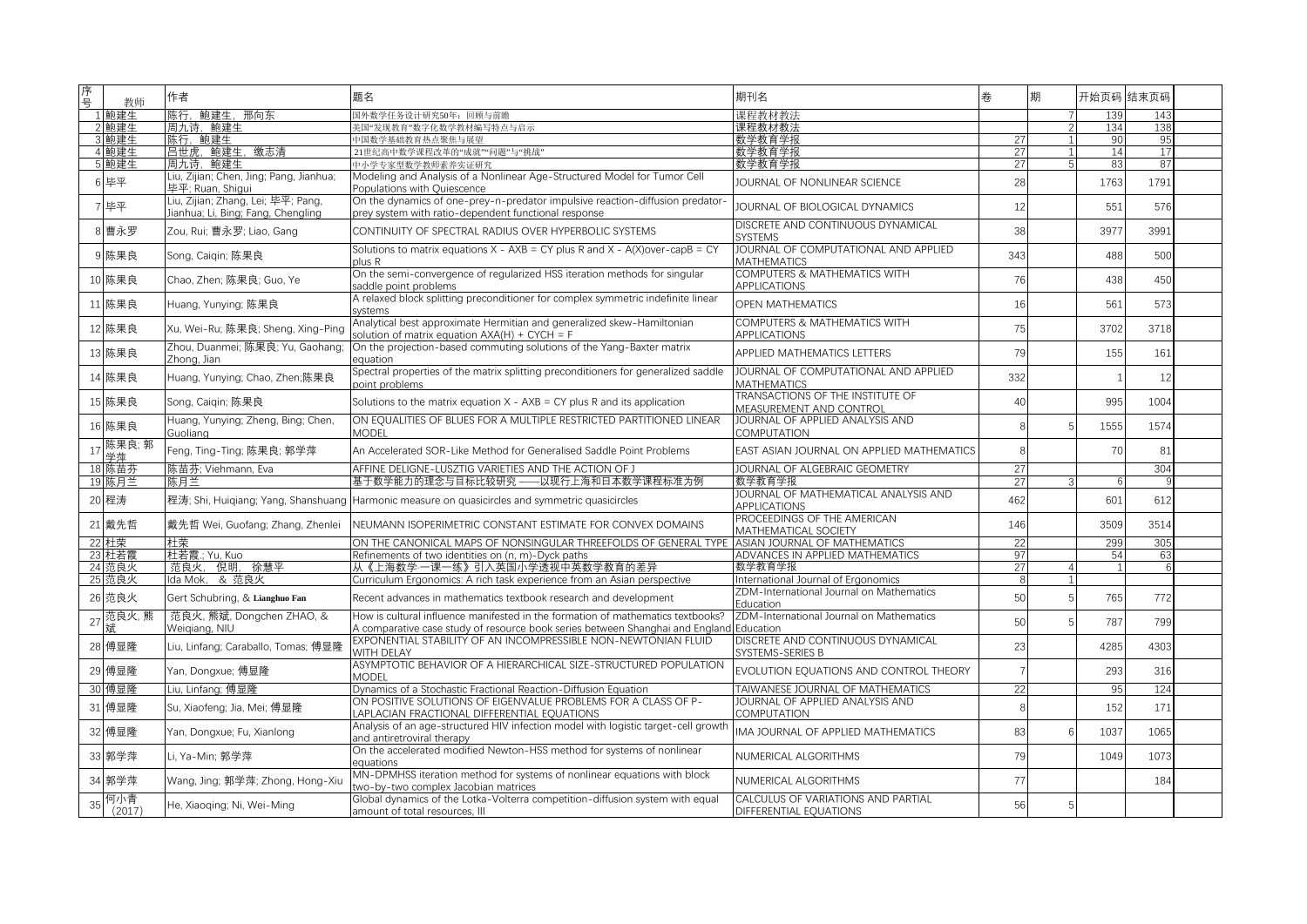| 序号 | 教师 | 作者 | 题名 | 期刊名 | 卷 | 期 | 开始页码 | 结束页码 |
|---|---|---|---|---|---|---|---|---|
| 1 | 鲍建生 | 陈行，鲍建生，邢向东 | 国外数学任务设计研究50年：回顾与前瞻 | 课程教材教法 | | 7 | 139 | 143 |
| 2 | 鲍建生 | 周九诗，鲍建生 | 美国"发现教育"数字化数学教材编写特点与启示 | 课程教材教法 | | 2 | 134 | 138 |
| 3 | 鲍建生 | 陈行，鲍建生 | 中国数学基础教育热点聚焦与展望 | 数学教育学报 | 27 | 1 | 90 | 95 |
| 4 | 鲍建生 | 吕世虎，鲍建生，徽志清 | 21世纪高中数学课程改革的"成就""问题"与"挑战" | 数学教育学报 | 27 | 1 | 14 | 17 |
| 5 | 鲍建生 | 周九诗，鲍建生 | 中小学专家型数学教师素养实证研究 | 数学教育学报 | 27 | 5 | 83 | 87 |
| 6 | 毕平 | Liu, Zijian; Chen, Jing; Pang, Jianhua; 毕平; Ruan, Shigui | Modeling and Analysis of a Nonlinear Age-Structured Model for Tumor Cell Populations with Quiescence | JOURNAL OF NONLINEAR SCIENCE | 28 | | 1763 | 1791 |
| 7 | 毕平 | Liu, Zijian; Zhang, Lei; 毕平; Pang, Jianhua; Li, Bing; Fang, Chengling | On the dynamics of one-prey-n-predator impulsive reaction-diffusion predator-prey system with ratio-dependent functional response | JOURNAL OF BIOLOGICAL DYNAMICS | 12 | | 551 | 576 |
| 8 | 曹永罗 | Zou, Rui; 曹永罗; Liao, Gang | CONTINUITY OF SPECTRAL RADIUS OVER HYPERBOLIC SYSTEMS | DISCRETE AND CONTINUOUS DYNAMICAL SYSTEMS | 38 | | 3977 | 3991 |
| 9 | 陈果良 | Song, Caiqin; 陈果良 | Solutions to matrix equations X - AXB = CY plus R and X - A(X)over-capB = CY plus R | JOURNAL OF COMPUTATIONAL AND APPLIED MATHEMATICS | 343 | | 488 | 500 |
| 10 | 陈果良 | Chao, Zhen; 陈果良; Guo, Ye | On the semi-convergence of regularized HSS iteration methods for singular saddle point problems | COMPUTERS & MATHEMATICS WITH APPLICATIONS | 76 | | 438 | 450 |
| 11 | 陈果良 | Huang, Yunying; 陈果良 | A relaxed block splitting preconditioner for complex symmetric indefinite linear systems | OPEN MATHEMATICS | 16 | | 561 | 573 |
| 12 | 陈果良 | Xu, Wei-Ru; 陈果良; Sheng, Xing-Ping | Analytical best approximate Hermitian and generalized skew-Hamiltonian solution of matrix equation AXA(H) + CYCH = F | COMPUTERS & MATHEMATICS WITH APPLICATIONS | 75 | | 3702 | 3718 |
| 13 | 陈果良 | Zhou, Duanmei; 陈果良; Yu, Gaohang; Zhong, Jian | On the projection-based commuting solutions of the Yang-Baxter matrix equation | APPLIED MATHEMATICS LETTERS | 79 | | 155 | 161 |
| 14 | 陈果良 | Huang, Yunying; Chao, Zhen;陈果良 | Spectral properties of the matrix splitting preconditioners for generalized saddle point problems | JOURNAL OF COMPUTATIONAL AND APPLIED MATHEMATICS | 332 | | 1 | 12 |
| 15 | 陈果良 | Song, Caiqin; 陈果良 | Solutions to the matrix equation X - AXB = CY plus R and its application | TRANSACTIONS OF THE INSTITUTE OF MEASUREMENT AND CONTROL | 40 | | 995 | 1004 |
| 16 | 陈果良 | Huang, Yunying; Zheng, Bing; Chen, Guoliang | ON EQUALITIES OF BLUES FOR A MULTIPLE RESTRICTED PARTITIONED LINEAR MODEL | JOURNAL OF APPLIED ANALYSIS AND COMPUTATION | 8 | 5 | 1555 | 1574 |
| 17 | 陈果良; 郭学萍 | Feng, Ting-Ting; 陈果良; 郭学萍 | An Accelerated SOR-Like Method for Generalised Saddle Point Problems | EAST ASIAN JOURNAL ON APPLIED MATHEMATICS | 8 | | 70 | 81 |
| 18 | 陈苗芬 | 陈苗芬; Viehmann, Eva | AFFINE DELIGNE-LUSZTIG VARIETIES AND THE ACTION OF J | JOURNAL OF ALGEBRAIC GEOMETRY | 27 | | | 304 |
| 19 | 陈月兰 | 陈月兰 | 基于数学能力的理念与目标比较研究 ——以现行上海和日本数学课程标准为例 | 数学教育学报 | 27 | 3 | 6 | 9 |
| 20 | 程涛 | 程涛; Shi, Huiqiang; Yang, Shanshuang | Harmonic measure on quasicircles and symmetric quasicircles | JOURNAL OF MATHEMATICAL ANALYSIS AND APPLICATIONS | 462 | | 601 | 612 |
| 21 | 戴先哲 | 戴先哲 Wei, Guofang; Zhang, Zhenlei | NEUMANN ISOPERIMETRIC CONSTANT ESTIMATE FOR CONVEX DOMAINS | PROCEEDINGS OF THE AMERICAN MATHEMATICAL SOCIETY | 146 | | 3509 | 3514 |
| 22 | 杜荣 | 杜荣 | ON THE CANONICAL MAPS OF NONSINGULAR THREEFOLDS OF GENERAL TYPE | ASIAN JOURNAL OF MATHEMATICS | 22 | | 299 | 305 |
| 23 | 杜若霞 | 杜若霞.; Yu, Kuo | Refinements of two identities on (n, m)-Dyck paths | ADVANCES IN APPLIED MATHEMATICS | 97 | | 54 | 63 |
| 24 | 范良火 | 范良火，倪明，徐慧平 | 从《上海数学一课一练》引入英国小学透视中英数学教育的差异 | 数学教育学报 | 27 | 4 | 1 | 6 |
| 25 | 范良火 | Ida Mok，& 范良火 | Curriculum Ergonomics: A rich task experience from an Asian perspective | International Journal of Ergonomics | 8 | 1 | | |
| 26 | 范良火 | Gert Schubring, & **Lianghuo Fan** | Recent advances in mathematics textbook research and development | ZDM-International Journal on Mathematics Education | 50 | 5 | 765 | 772 |
| 27 | 范良火, 熊斌 | 范良火, 熊斌, Dongchen ZHAO, & Weiqiang, NIU | How is cultural influence manifested in the formation of mathematics textbooks? A comparative case study of resource book series between Shanghai and England | ZDM-International Journal on Mathematics Education | 50 | 5 | 787 | 799 |
| 28 | 傅显隆 | Liu, Linfang; Caraballo, Tomas; 傅显隆 | EXPONENTIAL STABILITY OF AN INCOMPRESSIBLE NON-NEWTONIAN FLUID WITH DELAY | DISCRETE AND CONTINUOUS DYNAMICAL SYSTEMS-SERIES B | 23 | | 4285 | 4303 |
| 29 | 傅显隆 | Yan, Dongxue; 傅显隆 | ASYMPTOTIC BEHAVIOR OF A HIERARCHICAL SIZE-STRUCTURED POPULATION MODEL | EVOLUTION EQUATIONS AND CONTROL THEORY | 7 | | 293 | 316 |
| 30 | 傅显隆 | Liu, Linfang; 傅显隆 | Dynamics of a Stochastic Fractional Reaction-Diffusion Equation | TAIWANESE JOURNAL OF MATHEMATICS | 22 | | 95 | 124 |
| 31 | 傅显隆 | Su, Xiaofeng; Jia, Mei; 傅显隆 | ON POSITIVE SOLUTIONS OF EIGENVALUE PROBLEMS FOR A CLASS OF P-LAPLACIAN FRACTIONAL DIFFERENTIAL EQUATIONS | JOURNAL OF APPLIED ANALYSIS AND COMPUTATION | 8 | | 152 | 171 |
| 32 | 傅显隆 | Yan, Dongxue; Fu, Xianlong | Analysis of an age-structured HIV infection model with logistic target-cell growth and antiretroviral therapy | IMA JOURNAL OF APPLIED MATHEMATICS | 83 | 6 | 1037 | 1065 |
| 33 | 郭学萍 | Li, Ya-Min; 郭学萍 | On the accelerated modified Newton-HSS method for systems of nonlinear equations | NUMERICAL ALGORITHMS | 79 | | 1049 | 1073 |
| 34 | 郭学萍 | Wang, Jing; 郭学萍; Zhong, Hong-Xiu | MN-DPMHSS iteration method for systems of nonlinear equations with block two-by-two complex Jacobian matrices | NUMERICAL ALGORITHMS | 77 | | | 184 |
| 35 | 何小青 (2017) | He, Xiaoqing; Ni, Wei-Ming | Global dynamics of the Lotka-Volterra competition-diffusion system with equal amount of total resources, III | CALCULUS OF VARIATIONS AND PARTIAL DIFFERENTIAL EQUATIONS | 56 | 5 | | |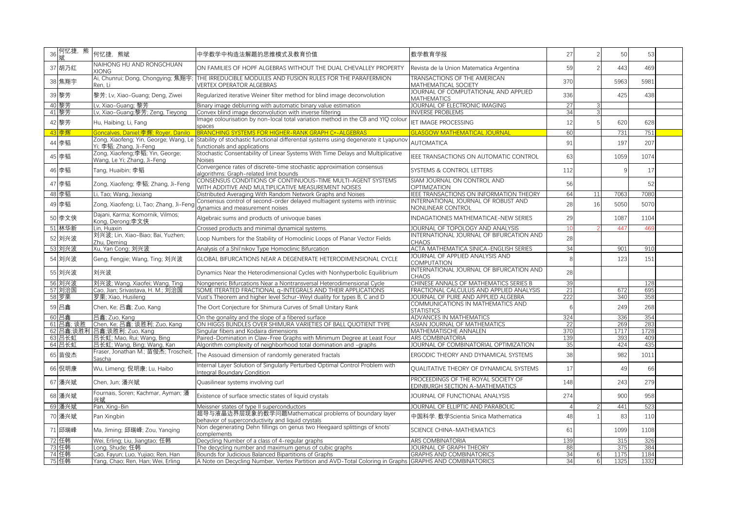| 36 | 何忆捷，熊斌 | 何忆捷，熊斌 | 中学数学中构造法解题的思维模式及教育价值 | 数学教育学报 | 27 | 2 | 50 | 53 |
|---|---|---|---|---|---|---|---|---|
| 37 | 胡乃红 | NAIHONG HU AND RONGCHUAN XIONG | ON FAMILIES OF HOPF ALGEBRAS WITHOUT THE DUAL CHEVALLEY PROPERTY | Revista de la Union Matematica Argentina | 59 | 2 | 443 | 469 |
| 38 | 焦翔宇 | Ai, Chunrui; Dong, Chongying; 焦翔宇; Ren, Li | THE IRREDUCIBLE MODULES AND FUSION RULES FOR THE PARAFERMION VERTEX OPERATOR ALGEBRAS | TRANSACTIONS OF THE AMERICAN MATHEMATICAL SOCIETY | 370 | | 5963 | 5981 |
| 39 | 黎芳 | 黎芳; Lv, Xiao-Guang; Deng, Ziwei | Regularized iterative Weiner filter method for blind image deconvolution | JOURNAL OF COMPUTATIONAL AND APPLIED MATHEMATICS | 336 | | 425 | 438 |
| 40 | 黎芳 | Lv, Xiao-Guang; 黎芳 | Binary image deblurring with automatic binary value estimation | JOURNAL OF ELECTRONIC IMAGING | 27 | 3 | | |
| 41 | 黎芳 | Lv, Xiao-Guang;黎芳; Zeng, Tieyong | Convex blind image deconvolution with inverse filtering | INVERSE PROBLEMS | 34 | 3 | | |
| 42 | 黎芳 | Hu, Haibing; Li, Fang | Image colourisation by non-local total variation method in the CB and YIQ colour spaces | IET IMAGE PROCESSING | 12 | 5 | 620 | 628 |
| 43 | 李辉 | Goncalves, Daniel;李辉; Royer, Danilo | BRANCHING SYSTEMS FOR HIGHER-RANK GRAPH C*-ALGEBRAS | GLASGOW MATHEMATICAL JOURNAL | 60 | | 731 | 751 |
| 44 | 李韬 | Zong, Xiaofeng; Yin, George; Wang, Le Yi; 李韬; Zhang, Ji-Feng | Stability of stochastic functional differential systems using degenerate it Lyapunov functionals and applications | AUTOMATICA | 91 | | 197 | 207 |
| 45 | 李韬 | Zong, Xiaofeng;李韬; Yin, George; Wang, Le Yi; Zhang, Ji-Feng | Stochastic Consentability of Linear Systems With Time Delays and Multiplicative Noises | IEEE TRANSACTIONS ON AUTOMATIC CONTROL | 63 | | 1059 | 1074 |
| 46 | 李韬 | Tang, Huaibin; 李韬 | Convergence rates of discrete-time stochastic approximation consensus algorithms: Graph-related limit bounds | SYSTEMS & CONTROL LETTERS | 112 | | 9 | 17 |
| 47 | 李韬 | Zong, Xiaofeng; 李韬; Zhang, Ji-Feng | CONSENSUS CONDITIONS OF CONTINUOUS-TIME MULTI-AGENT SYSTEMS WITH ADDITIVE AND MULTIPLICATIVE MEASUREMENT NOISES | SIAM JOURNAL ON CONTROL AND OPTIMIZATION | 56 | | | 52 |
| 48 | 李韬 | Li, Tao; Wang, Jiexiang | Distributed Averaging With Random Network Graphs and Noises | IEEE TRANSACTIONS ON INFORMATION THEORY | 64 | 11 | 7063 | 7080 |
| 49 | 李韬 | Zong, Xiaofeng; Li, Tao; Zhang, Ji-Feng | Consensus control of second-order delayed multiagent systems with intrinsic dynamics and measurement noises | INTERNATIONAL JOURNAL OF ROBUST AND NONLINEAR CONTROL | 28 | 16 | 5050 | 5070 |
| 50 | 李文侠 | Dajani, Karma; Komornik, Vilmos; Kong, Derong;李文侠 | Algebraic sums and products of univoque bases | INDAGATIONES MATHEMATICAE-NEW SERIES | 29 | | 1087 | 1104 |
| 51 | 林华新 | Lin, Huaxin | Crossed products and minimal dynamical systems. | JOURNAL OF TOPOLOGY AND ANALYSIS | 10 | 2 | 447 | 469 |
| 52 | 刘兴波 | 刘兴波; Lin, Xiao-Biao; Bai, Yuzhen; Zhu, Deming | Loop Numbers for the Stability of Homoclinic Loops of Planar Vector Fields | INTERNATIONAL JOURNAL OF BIFURCATION AND CHAOS | 28 | | | |
| 53 | 刘兴波 | Xu, Yan Cong; 刘兴波 | Analysis of a Shil'nikov Type Homoclinic Bifurcation | ACTA MATHEMATICA SINICA-ENGLISH SERIES | 34 | | 901 | 910 |
| 54 | 刘兴波 | Geng, Fengjie; Wang, Ting; 刘兴波 | GLOBAL BIFURCATIONS NEAR A DEGENERATE HETERODIMENSIONAL CYCLE | JOURNAL OF APPLIED ANALYSIS AND COMPUTATION | 8 | | 123 | 151 |
| 55 | 刘兴波 | 刘兴波 | Dynamics Near the Heterodimensional Cycles with Nonhyperbolic Equilibrium | INTERNATIONAL JOURNAL OF BIFURCATION AND CHAOS | 28 | | | |
| 56 | 刘兴波 | 刘兴波; Wang, Xiaofei; Wang, Ting | Nongeneric Bifurcations Near a Nontransversal Heterodimensional Cycle | CHINESE ANNALS OF MATHEMATICS SERIES B | 39 | | | 128 |
| 57 | 刘治国 | Cao, Jian; Srivastava, H. M.; 刘治国 | SOME ITERATED FRACTIONAL q-INTEGRALS AND THEIR APPLICATIONS | FRACTIONAL CALCULUS AND APPLIED ANALYSIS | 21 | | 672 | 695 |
| 58 | 罗栗 | 罗栗; Xiao, Husileng | Vust's Theorem and higher level Schur-Weyl duality for types B, C and D | JOURNAL OF PURE AND APPLIED ALGEBRA | 222 | | 340 | 358 |
| 59 | 吕鑫 | Chen, Ke; 吕鑫; Zuo, Kang | The Oort Conjecture for Shimura Curves of Small Unitary Rank | COMMUNICATIONS IN MATHEMATICS AND STATISTICS | 6 | | 249 | 268 |
| 60 | 吕鑫 | 吕鑫; Zuo, Kang | On the gonality and the slope of a fibered surface | ADVANCES IN MATHEMATICS | 324 | | 336 | 354 |
| 61 | 吕鑫; 谈胜 | Chen, Ke; 吕鑫; 谈胜利; Zuo, Kang | ON HIGGS BUNDLES OVER SHIMURA VARIETIES OF BALL QUOTIENT TYPE | ASIAN JOURNAL OF MATHEMATICS | 22 | | 269 | 283 |
| 62 | 吕鑫;谈胜利 | 吕鑫;谈胜利; Zuo, Kang | Singular fibers and Kodaira dimensions | MATHEMATISCHE ANNALEN | 370 | | 1717 | 1728 |
| 63 | 吕长虹 | 吕长虹; Mao, Rui; Wang, Bing | Paired-Domination in Claw-Free Graphs with Minimum Degree at Least Four | ARS COMBINATORIA | 139 | | 393 | 409 |
| 64 | 吕长虹 | 吕长虹; Wang, Bing; Wang, Kan | Algorithm complexity of neighborhood total domination and -graphs | JOURNAL OF COMBINATORIAL OPTIMIZATION | 35 | | 424 | 435 |
| 65 | 苗俊杰 | Fraser, Jonathan M.; 苗俊杰; Troscheit, Sascha | The Assouad dimension of randomly generated fractals | ERGODIC THEORY AND DYNAMICAL SYSTEMS | 38 | | 982 | 1011 |
| 66 | 倪明康 | Wu, Limeng; 倪明康; Lu, Haibo | Internal Layer Solution of Singularly Perturbed Optimal Control Problem with Integral Boundary Condition | QUALITATIVE THEORY OF DYNAMICAL SYSTEMS | 17 | | 49 | 66 |
| 67 | 潘兴斌 | Chen, Jun; 潘兴斌 | Quasilinear systems involving curl | PROCEEDINGS OF THE ROYAL SOCIETY OF EDINBURGH SECTION A-MATHEMATICS | 148 | | 243 | 279 |
| 68 | 潘兴斌 | Fournais, Soren; Kachmar, Ayman; 潘兴斌 | Existence of surface smectic states of liquid crystals | JOURNAL OF FUNCTIONAL ANALYSIS | 274 | | 900 | 958 |
| 69 | 潘兴斌 | Pan, Xing-Bin | Meissner states of type II superconductors | JOURNAL OF ELLIPTIC AND PARABOLIC | 4 | 2 | 441 | 523 |
| 70 | 潘兴斌 | Pan Xingbin | 超导与液晶边界层现象的数学问题Mathematical problems of boundary layer behavior of superconductivity and liquid crystals | 中国科学. 数学Scientia Sinica Mathematica | 48 | 1 | 83 | 110 |
| 71 | 邱瑞峰 | Ma, Jiming; 邱瑞峰; Zou, Yanqing | Non degenerating Dehn fillings on genus two Heegaard splittings of knots' complements | SCIENCE CHINA-MATHEMATICS | 61 | | 1099 | 1108 |
| 72 | 任韩 | Wei, Erling; Liu, Jiangtao; 任韩 | Decycling Number of a class of 4-regular graphs | ARS COMBINATORIA | 139 | | 315 | 326 |
| 73 | 任韩 | Long, Shude; 任韩 | The decycling number and maximum genus of cubic graphs | JOURNAL OF GRAPH THEORY | 88 | | 375 | 384 |
| 74 | 任韩 | Cao, Fayun; Luo, Yujiao; Ren, Han | Bounds for Judicious Balanced Bipartitions of Graphs | GRAPHS AND COMBINATORICS | 34 | 6 | 1175 | 1184 |
| 75 | 任韩 | Yang, Chao; Ren, Han; Wei, Erling | A Note on Decycling Number, Vertex Partition and AVD-Total Coloring in Graphs | GRAPHS AND COMBINATORICS | 34 | 6 | 1325 | 1332 |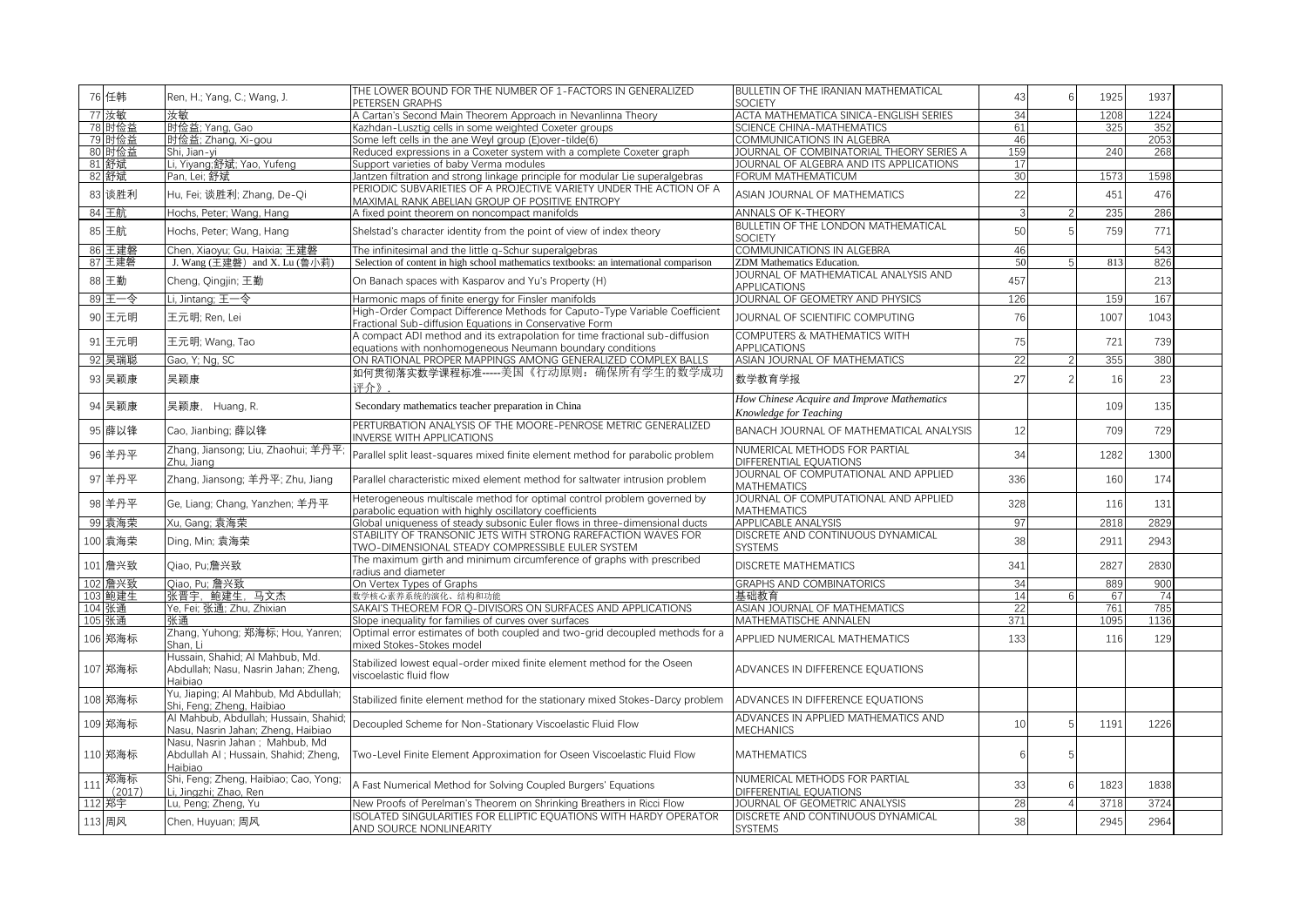| | | | | | | | | | |
|---|---|---|---|---|---|---|---|---|---|
| 76 | 任韩 | Ren, H.; Yang, C.; Wang, J. | THE LOWER BOUND FOR THE NUMBER OF 1-FACTORS IN GENERALIZED PETERSEN GRAPHS | BULLETIN OF THE IRANIAN MATHEMATICAL SOCIETY | 43 | 6 | 1925 | 1937 | |
| 77 | 汝敏 | 汝敏 | A Cartan's Second Main Theorem Approach in Nevanlinna Theory | ACTA MATHEMATICA SINICA-ENGLISH SERIES | 34 | | 1208 | 1224 | |
| 78 | 时俭益 | 时俭益; Yang, Gao | Kazhdan-Lusztig cells in some weighted Coxeter groups | SCIENCE CHINA-MATHEMATICS | 61 | | 325 | 352 | |
| 79 | 时俭益 | 时俭益; Zhang, Xi-gou | Some left cells in the ane Weyl group (E)over-tilde(6) | COMMUNICATIONS IN ALGEBRA | 46 | | | 2053 | |
| 80 | 时俭益 | Shi, Jian-yi | Reduced expressions in a Coxeter system with a complete Coxeter graph | JOURNAL OF COMBINATORIAL THEORY SERIES A | 159 | | 240 | 268 | |
| 81 | 舒斌 | Li, Yiyang;舒斌; Yao, Yufeng | Support varieties of baby Verma modules | JOURNAL OF ALGEBRA AND ITS APPLICATIONS | 17 | | | | |
| 82 | 舒斌 | Pan, Lei; 舒斌 | Jantzen filtration and strong linkage principle for modular Lie superalgebras | FORUM MATHEMATICUM | 30 | | 1573 | 1598 | |
| 83 | 谈胜利 | Hu, Fei; 谈胜利; Zhang, De-Qi | PERIODIC SUBVARIETIES OF A PROJECTIVE VARIETY UNDER THE ACTION OF A MAXIMAL RANK ABELIAN GROUP OF POSITIVE ENTROPY | ASIAN JOURNAL OF MATHEMATICS | 22 | | 451 | 476 | |
| 84 | 王航 | Hochs, Peter; Wang, Hang | A fixed point theorem on noncompact manifolds | ANNALS OF K-THEORY | 3 | 2 | 235 | 286 | |
| 85 | 王航 | Hochs, Peter; Wang, Hang | Shelstad's character identity from the point of view of index theory | BULLETIN OF THE LONDON MATHEMATICAL SOCIETY | 50 | 5 | 759 | 771 | |
| 86 | 王建磐 | Chen, Xiaoyu; Gu, Haixia; 王建磐 | The infinitesimal and the little q-Schur superalgebras | COMMUNICATIONS IN ALGEBRA | 46 | | | 543 | |
| 87 | 王建磐 | J. Wang (王建磐) and X. Lu (鲁小莉) | Selection of content in high school mathematics textbooks: an international comparison | ZDM Mathematics Education. | 50 | 5 | 813 | 826 | |
| 88 | 王勤 | Cheng, Qingjin; 王勤 | On Banach spaces with Kasparov and Yu's Property (H) | JOURNAL OF MATHEMATICAL ANALYSIS AND APPLICATIONS | 457 | | | 213 | |
| 89 | 王一令 | Li, Jintang; 王一令 | Harmonic maps of finite energy for Finsler manifolds | JOURNAL OF GEOMETRY AND PHYSICS | 126 | | 159 | 167 | |
| 90 | 王元明 | 王元明; Ren, Lei | High-Order Compact Difference Methods for Caputo-Type Variable Coefficient Fractional Sub-diffusion Equations in Conservative Form | JOURNAL OF SCIENTIFIC COMPUTING | 76 | | 1007 | 1043 | |
| 91 | 王元明 | 王元明; Wang, Tao | A compact ADI method and its extrapolation for time fractional sub-diffusion equations with nonhomogeneous Neumann boundary conditions | COMPUTERS & MATHEMATICS WITH APPLICATIONS | 75 | | 721 | 739 | |
| 92 | 吴瑞聪 | Gao, Y; Ng, SC | ON RATIONAL PROPER MAPPINGS AMONG GENERALIZED COMPLEX BALLS | ASIAN JOURNAL OF MATHEMATICS | 22 | 2 | 355 | 380 | |
| 93 | 吴颖康 | 吴颖康 | 如何贯彻落实数学课程标准-----美国《行动原则：确保所有学生的数学成功评介》. | 数学教育学报 | 27 | 2 | 16 | 23 | |
| 94 | 吴颖康 | 吴颖康， Huang, R. | Secondary mathematics teacher preparation in China | *How Chinese Acquire and Improve Mathematics Knowledge for Teaching* | | | 109 | 135 | |
| 95 | 薛以锋 | Cao, Jianbing; 薛以锋 | PERTURBATION ANALYSIS OF THE MOORE-PENROSE METRIC GENERALIZED INVERSE WITH APPLICATIONS | BANACH JOURNAL OF MATHEMATICAL ANALYSIS | 12 | | 709 | 729 | |
| 96 | 羊丹平 | Zhang, Jiansong; Liu, Zhaohui; 羊丹平; Zhu, Jiang | Parallel split least-squares mixed finite element method for parabolic problem | NUMERICAL METHODS FOR PARTIAL DIFFERENTIAL EQUATIONS | 34 | | 1282 | 1300 | |
| 97 | 羊丹平 | Zhang, Jiansong; 羊丹平; Zhu, Jiang | Parallel characteristic mixed element method for saltwater intrusion problem | JOURNAL OF COMPUTATIONAL AND APPLIED MATHEMATICS | 336 | | 160 | 174 | |
| 98 | 羊丹平 | Ge, Liang; Chang, Yanzhen; 羊丹平 | Heterogeneous multiscale method for optimal control problem governed by parabolic equation with highly oscillatory coefficients | JOURNAL OF COMPUTATIONAL AND APPLIED MATHEMATICS | 328 | | 116 | 131 | |
| 99 | 袁海荣 | Xu, Gang; 袁海荣 | Global uniqueness of steady subsonic Euler flows in three-dimensional ducts | APPLICABLE ANALYSIS | 97 | | 2818 | 2829 | |
| 100 | 袁海荣 | Ding, Min; 袁海荣 | STABILITY OF TRANSONIC JETS WITH STRONG RAREFACTION WAVES FOR TWO-DIMENSIONAL STEADY COMPRESSIBLE EULER SYSTEM | DISCRETE AND CONTINUOUS DYNAMICAL SYSTEMS | 38 | | 2911 | 2943 | |
| 101 | 詹兴致 | Qiao, Pu;詹兴致 | The maximum girth and minimum circumference of graphs with prescribed radius and diameter | DISCRETE MATHEMATICS | 341 | | 2827 | 2830 | |
| 102 | 詹兴致 | Qiao, Pu; 詹兴致 | On Vertex Types of Graphs | GRAPHS AND COMBINATORICS | 34 | | 889 | 900 | |
| 103 | 鲍建生 | 张晋宇、鲍建生、马文杰 | 数学核心素养系统的演化、结构和功能 | 基础教育 | 14 | 6 | 67 | 74 | |
| 104 | 张通 | Ye, Fei; 张通; Zhu, Zhixian | SAKAI'S THEOREM FOR Q-DIVISORS ON SURFACES AND APPLICATIONS | ASIAN JOURNAL OF MATHEMATICS | 22 | | 761 | 785 | |
| 105 | 张通 | 张通 | Slope inequality for families of curves over surfaces | MATHEMATISCHE ANNALEN | 371 | | 1095 | 1136 | |
| 106 | 郑海标 | Zhang, Yuhong; 郑海标; Hou, Yanren; Shan, Li | Optimal error estimates of both coupled and two-grid decoupled methods for a mixed Stokes-Stokes model | APPLIED NUMERICAL MATHEMATICS | 133 | | 116 | 129 | |
| 107 | 郑海标 | Hussain, Shahid; Al Mahbub, Md. Abdullah; Nasu, Nasrin Jahan; Zheng, Haibiao | Stabilized lowest equal-order mixed finite element method for the Oseen viscoelastic fluid flow | ADVANCES IN DIFFERENCE EQUATIONS | | | | | |
| 108 | 郑海标 | Yu, Jiaping; Al Mahbub, Md Abdullah; Shi, Feng; Zheng, Haibiao | Stabilized finite element method for the stationary mixed Stokes-Darcy problem | ADVANCES IN DIFFERENCE EQUATIONS | | | | | |
| 109 | 郑海标 | Al Mahbub, Abdullah; Hussain, Shahid; Nasu, Nasrin Jahan; Zheng, Haibiao | Decoupled Scheme for Non-Stationary Viscoelastic Fluid Flow | ADVANCES IN APPLIED MATHEMATICS AND MECHANICS | 10 | 5 | 1191 | 1226 | |
| 110 | 郑海标 | Nasu, Nasrin Jahan ; Mahbub, Md Abdullah Al ; Hussain, Shahid; Zheng, Haibiao | Two-Level Finite Element Approximation for Oseen Viscoelastic Fluid Flow | MATHEMATICS | 6 | 5 | | | |
| 111 | 郑海标 (2017) | Shi, Feng; Zheng, Haibiao; Cao, Yong; Li, Jingzhi; Zhao, Ren | A Fast Numerical Method for Solving Coupled Burgers' Equations | NUMERICAL METHODS FOR PARTIAL DIFFERENTIAL EQUATIONS | 33 | 6 | 1823 | 1838 | |
| 112 | 郑宇 | Lu, Peng; Zheng, Yu | New Proofs of Perelman's Theorem on Shrinking Breathers in Ricci Flow | JOURNAL OF GEOMETRIC ANALYSIS | 28 | 4 | 3718 | 3724 | |
| 113 | 周风 | Chen, Huyuan; 周风 | ISOLATED SINGULARITIES FOR ELLIPTIC EQUATIONS WITH HARDY OPERATOR AND SOURCE NONLINEARITY | DISCRETE AND CONTINUOUS DYNAMICAL SYSTEMS | 38 | | 2945 | 2964 | |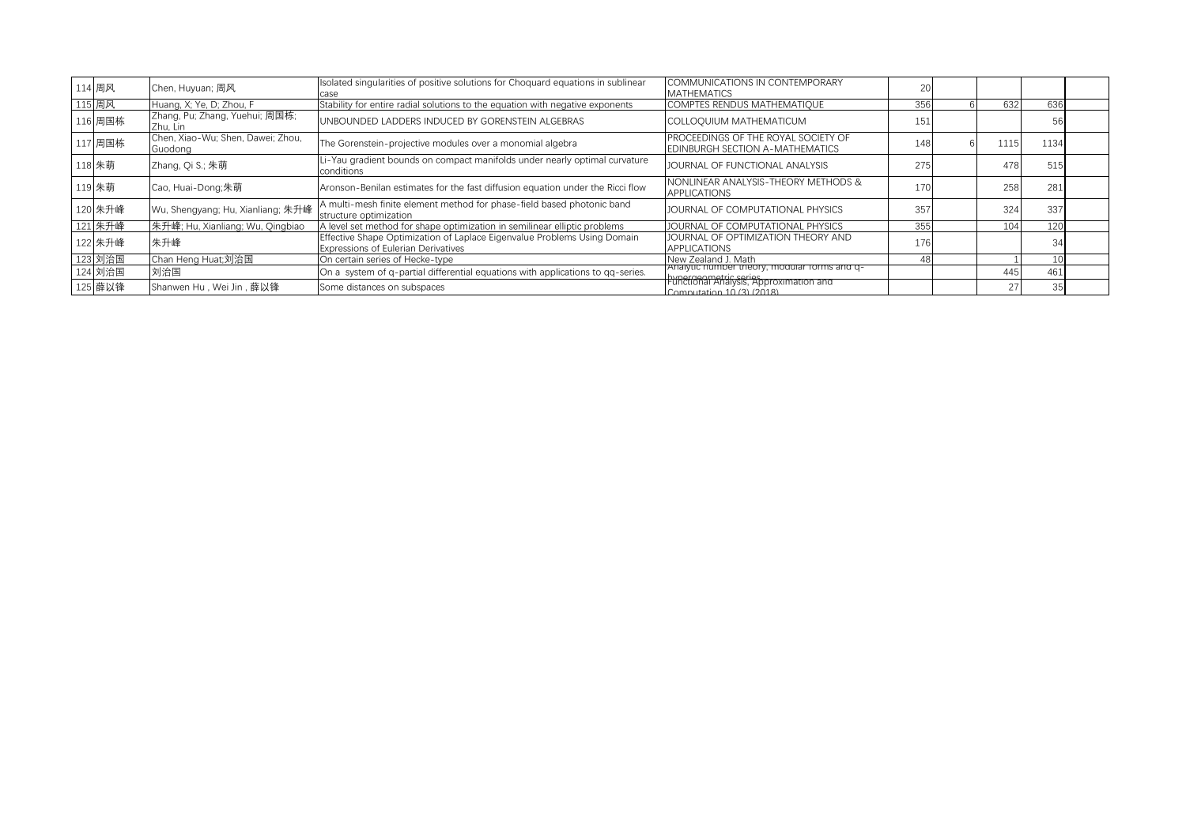| | | | | | | | | | |
|---|---|---|---|---|---|---|---|---|---|
| 114 | 周风 | Chen, Huyuan; 周风 | Isolated singularities of positive solutions for Choquard equations in sublinear case | COMMUNICATIONS IN CONTEMPORARY MATHEMATICS | 20 | | | | |
| 115 | 周风 | Huang, X; Ye, D; Zhou, F | Stability for entire radial solutions to the equation with negative exponents | COMPTES RENDUS MATHEMATIQUE | 356 | 6 | 632 | 636 | |
| 116 | 周国栋 | Zhang, Pu; Zhang, Yuehui; 周国栋; Zhu, Lin | UNBOUNDED LADDERS INDUCED BY GORENSTEIN ALGEBRAS | COLLOQUIUM MATHEMATICUM | 151 | | | 56 | |
| 117 | 周国栋 | Chen, Xiao-Wu; Shen, Dawei; Zhou, Guodong | The Gorenstein-projective modules over a monomial algebra | PROCEEDINGS OF THE ROYAL SOCIETY OF EDINBURGH SECTION A-MATHEMATICS | 148 | 6 | 1115 | 1134 | |
| 118 | 朱萌 | Zhang, Qi S.; 朱萌 | Li-Yau gradient bounds on compact manifolds under nearly optimal curvature conditions | JOURNAL OF FUNCTIONAL ANALYSIS | 275 | | 478 | 515 | |
| 119 | 朱萌 | Cao, Huai-Dong;朱萌 | Aronson-Benilan estimates for the fast diffusion equation under the Ricci flow | NONLINEAR ANALYSIS-THEORY METHODS & APPLICATIONS | 170 | | 258 | 281 | |
| 120 | 朱升峰 | Wu, Shengyang; Hu, Xianliang; 朱升峰 | A multi-mesh finite element method for phase-field based photonic band structure optimization | JOURNAL OF COMPUTATIONAL PHYSICS | 357 | | 324 | 337 | |
| 121 | 朱升峰 | 朱升峰; Hu, Xianliang; Wu, Qingbiao | A level set method for shape optimization in semilinear elliptic problems | JOURNAL OF COMPUTATIONAL PHYSICS | 355 | | 104 | 120 | |
| 122 | 朱升峰 | 朱升峰 | Effective Shape Optimization of Laplace Eigenvalue Problems Using Domain Expressions of Eulerian Derivatives | JOURNAL OF OPTIMIZATION THEORY AND APPLICATIONS | 176 | | | 34 | |
| 123 | 刘治国 | Chan Heng Huat;刘治国 | On certain series of Hecke-type | New Zealand J. Math | 48 | | 1 | 10 | |
| 124 | 刘治国 | 刘治国 | On a system of q-partial differential equations with applications to qq-series. | Analytic number theory, modular forms and q-hypergeometric series | | | 445 | 461 | |
| 125 | 薛以锋 | Shanwen Hu , Wei Jin , 薛以锋 | Some distances on subspaces | Functional Analysis, Approximation and Computation 10 (3) (2018) | | | 27 | 35 | |